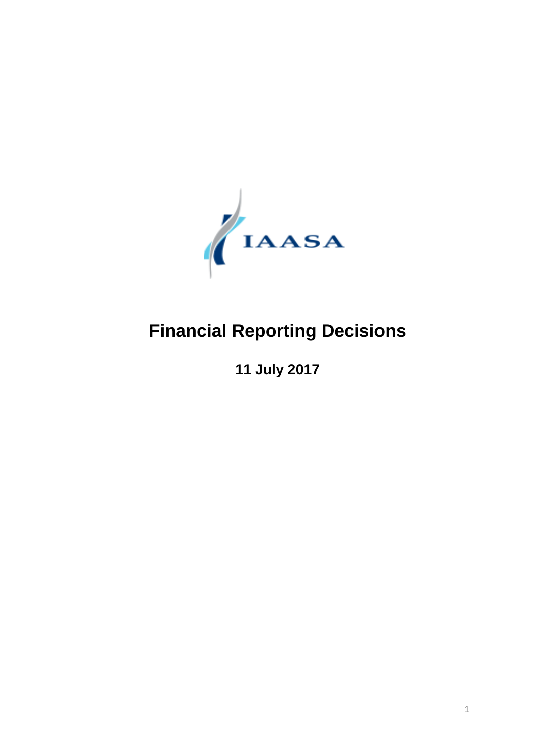IAASA

# Financial Reporting Decisions

**11 July 2017**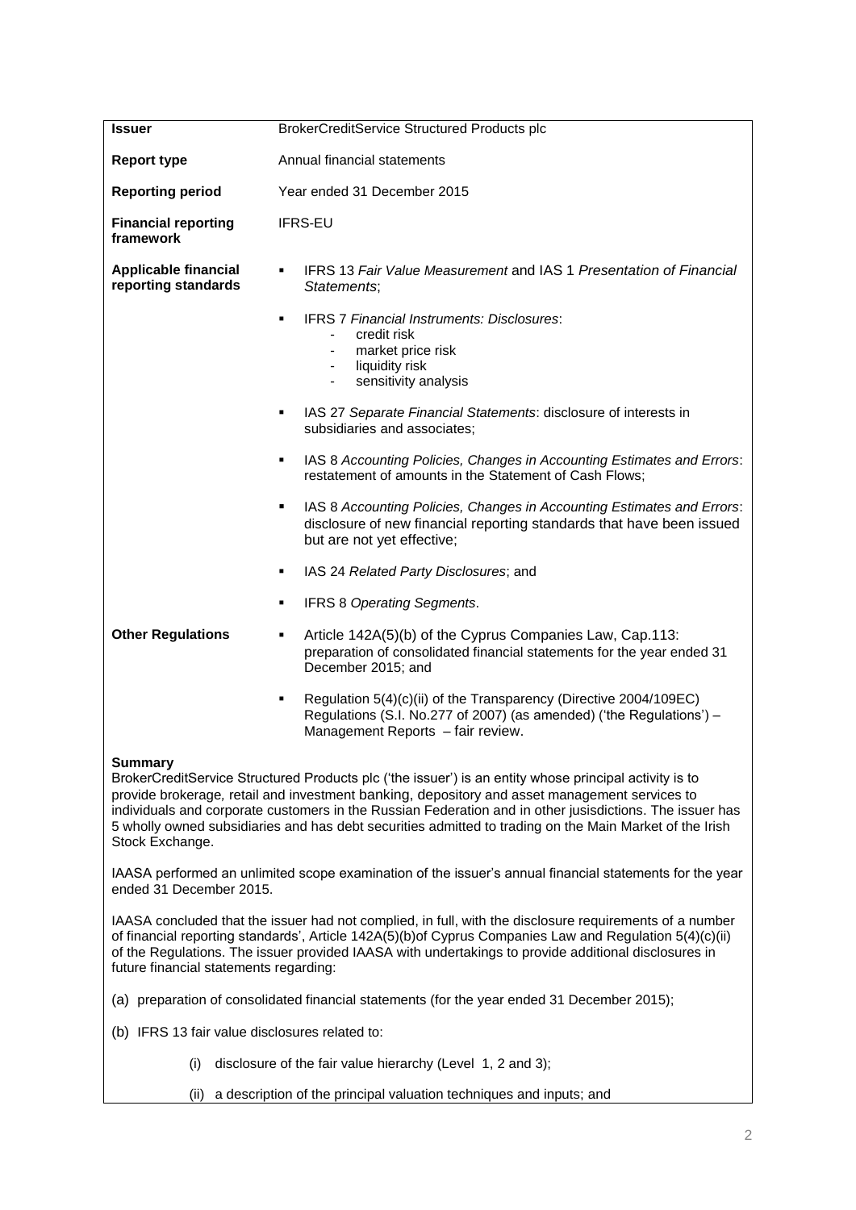| | |
|---|---|
| **Issuer** | BrokerCreditService Structured Products plc |
| **Report type** | Annual financial statements |
| **Reporting period** | Year ended 31 December 2015 |
| **Financial reporting framework** | IFRS-EU |
| **Applicable financial reporting standards** | ▪ IFRS 13 *Fair Value Measurement* and IAS 1 *Presentation of Financial Statements*;<br>▪ IFRS 7 *Financial Instruments: Disclosures*:<br>- credit risk<br>- market price risk<br>- liquidity risk<br>- sensitivity analysis<br>▪ IAS 27 *Separate Financial Statements*: disclosure of interests in subsidiaries and associates;<br>▪ IAS 8 *Accounting Policies, Changes in Accounting Estimates and Errors*: restatement of amounts in the Statement of Cash Flows;<br>▪ IAS 8 *Accounting Policies, Changes in Accounting Estimates and Errors*: disclosure of new financial reporting standards that have been issued but are not yet effective;<br>▪ IAS 24 *Related Party Disclosures*; and<br>▪ IFRS 8 *Operating Segments*. |
| **Other Regulations** | ▪ Article 142A(5)(b) of the Cyprus Companies Law, Cap.113: preparation of consolidated financial statements for the year ended 31 December 2015; and<br>▪ Regulation 5(4)(c)(ii) of the Transparency (Directive 2004/109EC) Regulations (S.I. No.277 of 2007) (as amended) ('the Regulations') – Management Reports – fair review. |

**Summary**

BrokerCreditService Structured Products plc ('the issuer') is an entity whose principal activity is to provide brokerage, retail and investment banking, depository and asset management services to individuals and corporate customers in the Russian Federation and in other jusisdictions. The issuer has 5 wholly owned subsidiaries and has debt securities admitted to trading on the Main Market of the Irish Stock Exchange.

IAASA performed an unlimited scope examination of the issuer's annual financial statements for the year ended 31 December 2015.

IAASA concluded that the issuer had not complied, in full, with the disclosure requirements of a number of financial reporting standards', Article 142A(5)(b)of Cyprus Companies Law and Regulation 5(4)(c)(ii) of the Regulations. The issuer provided IAASA with undertakings to provide additional disclosures in future financial statements regarding:

(a) preparation of consolidated financial statements (for the year ended 31 December 2015);

(b) IFRS 13 fair value disclosures related to:

(i) disclosure of the fair value hierarchy (Level 1, 2 and 3);

(ii) a description of the principal valuation techniques and inputs; and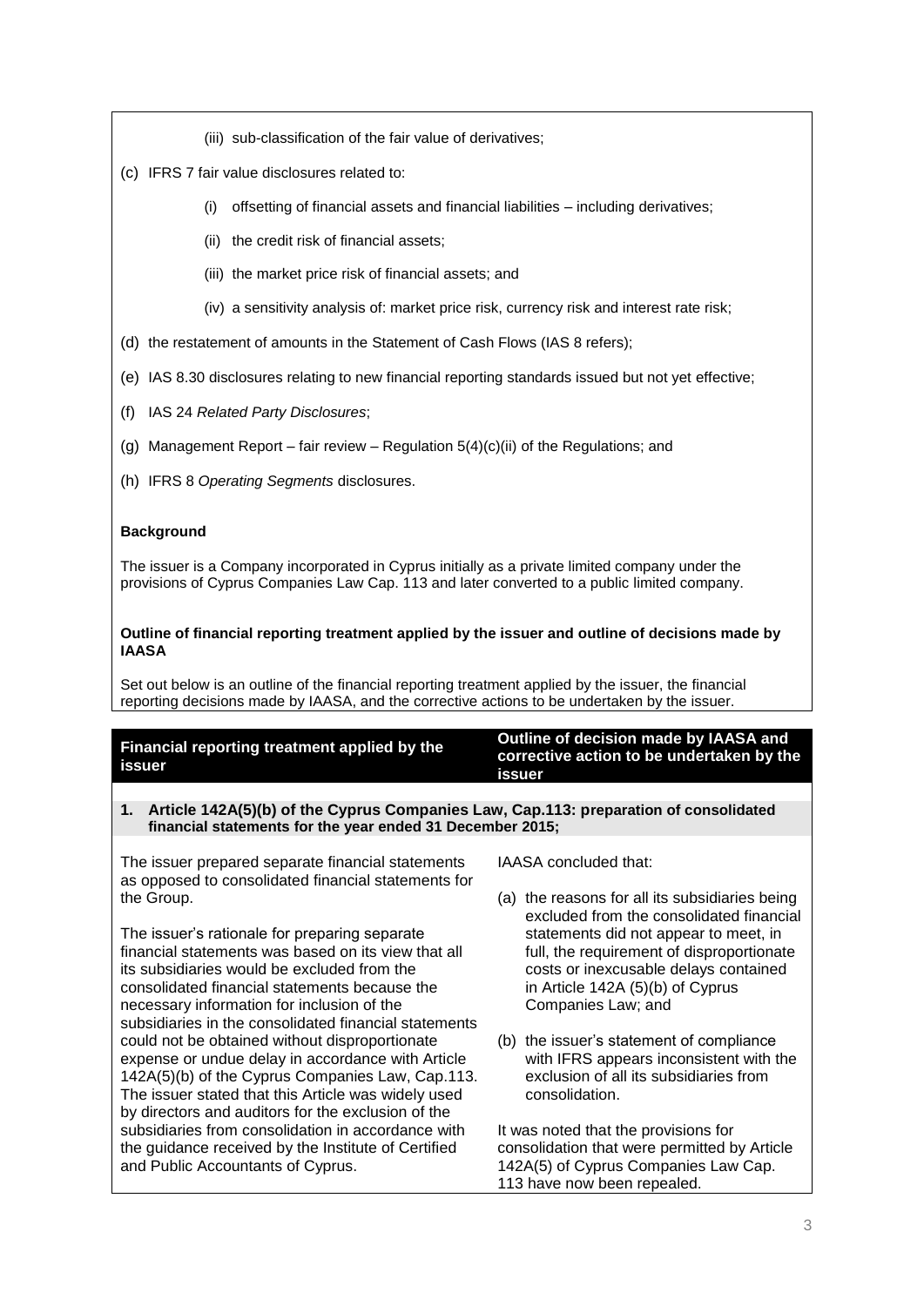(iii) sub-classification of the fair value of derivatives;

(c) IFRS 7 fair value disclosures related to:

- (i) offsetting of financial assets and financial liabilities – including derivatives;
- (ii) the credit risk of financial assets;
- (iii) the market price risk of financial assets; and
- (iv) a sensitivity analysis of: market price risk, currency risk and interest rate risk;

(d) the restatement of amounts in the Statement of Cash Flows (IAS 8 refers);

(e) IAS 8.30 disclosures relating to new financial reporting standards issued but not yet effective;

(f) IAS 24 *Related Party Disclosures*;

(g) Management Report – fair review – Regulation 5(4)(c)(ii) of the Regulations; and

(h) IFRS 8 *Operating Segments* disclosures.

**Background**

The issuer is a Company incorporated in Cyprus initially as a private limited company under the provisions of Cyprus Companies Law Cap. 113 and later converted to a public limited company.

**Outline of financial reporting treatment applied by the issuer and outline of decisions made by IAASA**

Set out below is an outline of the financial reporting treatment applied by the issuer, the financial reporting decisions made by IAASA, and the corrective actions to be undertaken by the issuer.

| Financial reporting treatment applied by the issuer | Outline of decision made by IAASA and corrective action to be undertaken by the issuer |
|---|---|
| **1. Article 142A(5)(b) of the Cyprus Companies Law, Cap.113: preparation of consolidated financial statements for the year ended 31 December 2015;** | |
| The issuer prepared separate financial statements as opposed to consolidated financial statements for the Group.<br><br>The issuer's rationale for preparing separate financial statements was based on its view that all its subsidiaries would be excluded from the consolidated financial statements because the necessary information for inclusion of the subsidiaries in the consolidated financial statements could not be obtained without disproportionate expense or undue delay in accordance with Article 142A(5)(b) of the Cyprus Companies Law, Cap.113. The issuer stated that this Article was widely used by directors and auditors for the exclusion of the subsidiaries from consolidation in accordance with the guidance received by the Institute of Certified and Public Accountants of Cyprus. | IAASA concluded that:<br><br>(a) the reasons for all its subsidiaries being excluded from the consolidated financial statements did not appear to meet, in full, the requirement of disproportionate costs or inexcusable delays contained in Article 142A (5)(b) of Cyprus Companies Law; and<br><br>(b) the issuer's statement of compliance with IFRS appears inconsistent with the exclusion of all its subsidiaries from consolidation.<br><br>It was noted that the provisions for consolidation that were permitted by Article 142A(5) of Cyprus Companies Law Cap. 113 have now been repealed. |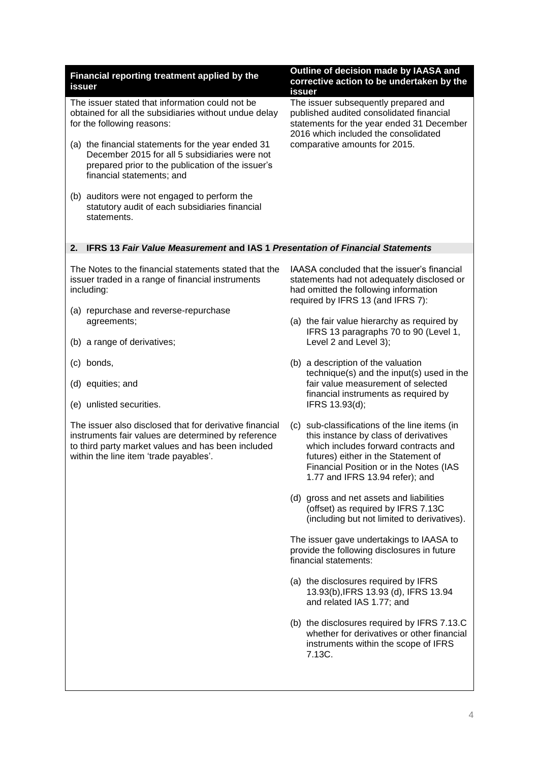| Financial reporting treatment applied by the issuer | Outline of decision made by IAASA and corrective action to be undertaken by the issuer |
|---|---|
| The issuer stated that information could not be obtained for all the subsidiaries without undue delay for the following reasons:<br><br>(a) the financial statements for the year ended 31 December 2015 for all 5 subsidiaries were not prepared prior to the publication of the issuer's financial statements; and<br><br>(b) auditors were not engaged to perform the statutory audit of each subsidiaries financial statements. | The issuer subsequently prepared and published audited consolidated financial statements for the year ended 31 December 2016 which included the consolidated comparative amounts for 2015. |
| **2. IFRS 13 *Fair Value Measurement* and IAS 1 *Presentation of Financial Statements*** | |
| The Notes to the financial statements stated that the issuer traded in a range of financial instruments including:<br><br>(a) repurchase and reverse-repurchase agreements;<br><br>(b) a range of derivatives;<br><br>(c) bonds,<br><br>(d) equities; and<br><br>(e) unlisted securities.<br><br>The issuer also disclosed that for derivative financial instruments fair values are determined by reference to third party market values and has been included within the line item 'trade payables'. | IAASA concluded that the issuer's financial statements had not adequately disclosed or had omitted the following information required by IFRS 13 (and IFRS 7):<br><br>(a) the fair value hierarchy as required by IFRS 13 paragraphs 70 to 90 (Level 1, Level 2 and Level 3);<br><br>(b) a description of the valuation technique(s) and the input(s) used in the fair value measurement of selected financial instruments as required by IFRS 13.93(d);<br><br>(c) sub-classifications of the line items (in this instance by class of derivatives which includes forward contracts and futures) either in the Statement of Financial Position or in the Notes (IAS 1.77 and IFRS 13.94 refer); and<br><br>(d) gross and net assets and liabilities (offset) as required by IFRS 7.13C (including but not limited to derivatives).<br><br>The issuer gave undertakings to IAASA to provide the following disclosures in future financial statements:<br><br>(a) the disclosures required by IFRS 13.93(b),IFRS 13.93 (d), IFRS 13.94 and related IAS 1.77; and<br><br>(b) the disclosures required by IFRS 7.13.C whether for derivatives or other financial instruments within the scope of IFRS 7.13C. |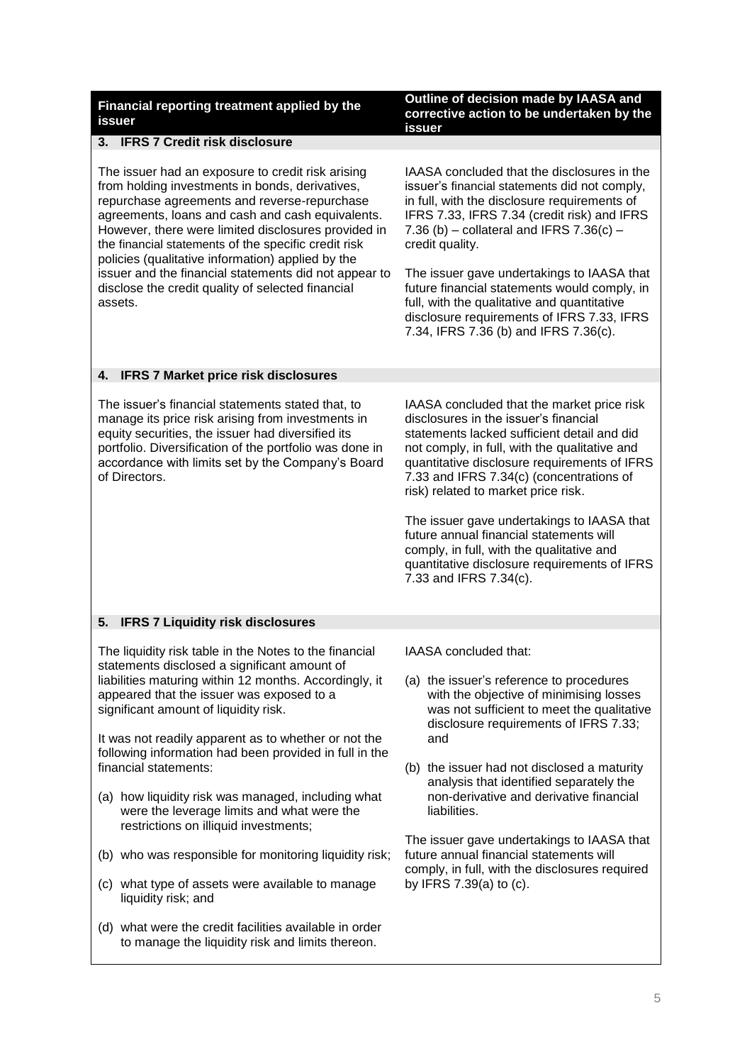| Financial reporting treatment applied by the issuer | Outline of decision made by IAASA and corrective action to be undertaken by the issuer |
|---|---|
| **3. IFRS 7 Credit risk disclosure** | |
| The issuer had an exposure to credit risk arising from holding investments in bonds, derivatives, repurchase agreements and reverse-repurchase agreements, loans and cash and cash equivalents. However, there were limited disclosures provided in the financial statements of the specific credit risk policies (qualitative information) applied by the issuer and the financial statements did not appear to disclose the credit quality of selected financial assets. | IAASA concluded that the disclosures in the issuer's financial statements did not comply, in full, with the disclosure requirements of IFRS 7.33, IFRS 7.34 (credit risk) and IFRS 7.36 (b) – collateral and IFRS 7.36(c) – credit quality.<br><br>The issuer gave undertakings to IAASA that future financial statements would comply, in full, with the qualitative and quantitative disclosure requirements of IFRS 7.33, IFRS 7.34, IFRS 7.36 (b) and IFRS 7.36(c). |
| **4. IFRS 7 Market price risk disclosures** | |
| The issuer's financial statements stated that, to manage its price risk arising from investments in equity securities, the issuer had diversified its portfolio. Diversification of the portfolio was done in accordance with limits set by the Company's Board of Directors. | IAASA concluded that the market price risk disclosures in the issuer's financial statements lacked sufficient detail and did not comply, in full, with the qualitative and quantitative disclosure requirements of IFRS 7.33 and IFRS 7.34(c) (concentrations of risk) related to market price risk.<br><br>The issuer gave undertakings to IAASA that future annual financial statements will comply, in full, with the qualitative and quantitative disclosure requirements of IFRS 7.33 and IFRS 7.34(c). |
| **5. IFRS 7 Liquidity risk disclosures** | |
| The liquidity risk table in the Notes to the financial statements disclosed a significant amount of liabilities maturing within 12 months. Accordingly, it appeared that the issuer was exposed to a significant amount of liquidity risk.<br><br>It was not readily apparent as to whether or not the following information had been provided in full in the financial statements:<br><br>(a) how liquidity risk was managed, including what were the leverage limits and what were the restrictions on illiquid investments;<br><br>(b) who was responsible for monitoring liquidity risk;<br><br>(c) what type of assets were available to manage liquidity risk; and<br><br>(d) what were the credit facilities available in order to manage the liquidity risk and limits thereon. | IAASA concluded that:<br><br>(a) the issuer's reference to procedures with the objective of minimising losses was not sufficient to meet the qualitative disclosure requirements of IFRS 7.33; and<br><br>(b) the issuer had not disclosed a maturity analysis that identified separately the non-derivative and derivative financial liabilities.<br><br>The issuer gave undertakings to IAASA that future annual financial statements will comply, in full, with the disclosures required by IFRS 7.39(a) to (c). |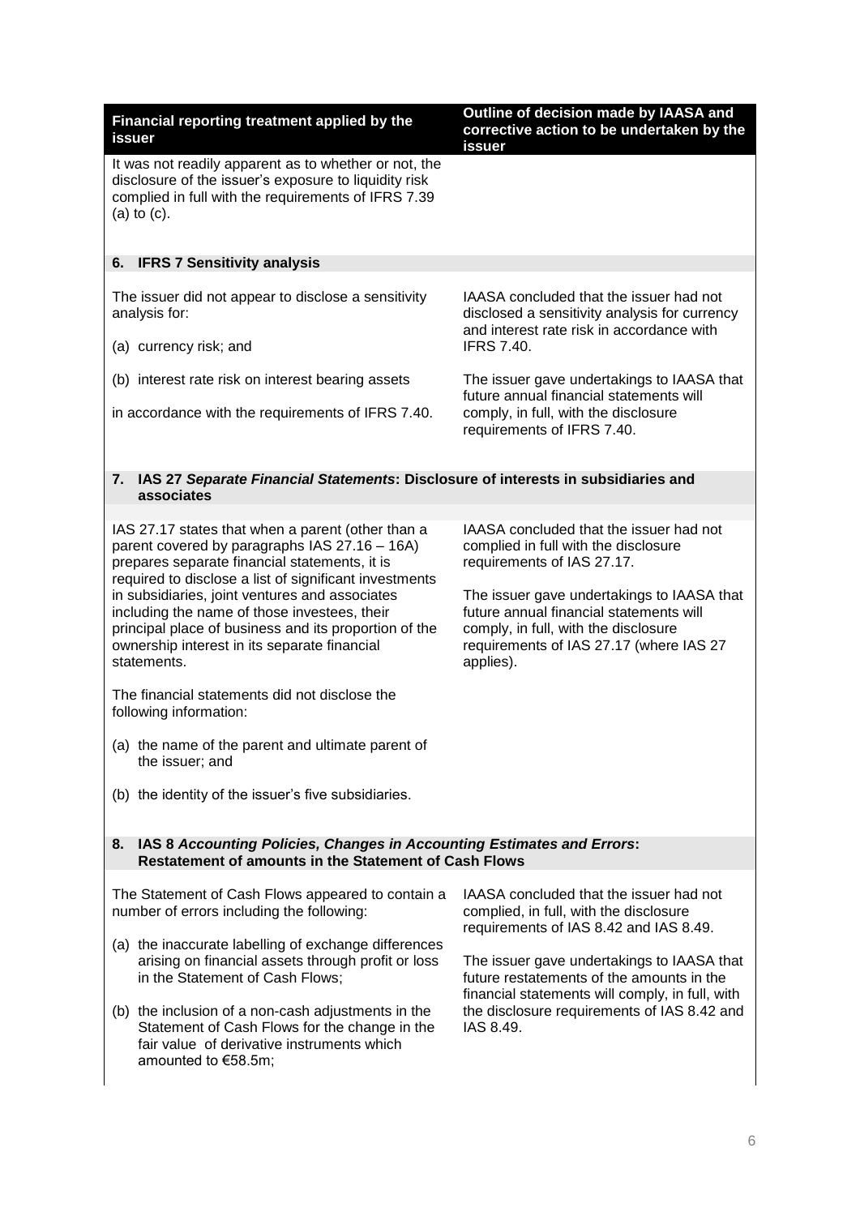| Financial reporting treatment applied by the issuer | Outline of decision made by IAASA and corrective action to be undertaken by the issuer |
|---|---|
| It was not readily apparent as to whether or not, the disclosure of the issuer's exposure to liquidity risk complied in full with the requirements of IFRS 7.39 (a) to (c). | |
| **6. IFRS 7 Sensitivity analysis** | |
| The issuer did not appear to disclose a sensitivity analysis for:<br><br>(a) currency risk; and<br><br>(b) interest rate risk on interest bearing assets<br><br>in accordance with the requirements of IFRS 7.40. | IAASA concluded that the issuer had not disclosed a sensitivity analysis for currency and interest rate risk in accordance with IFRS 7.40.<br><br>The issuer gave undertakings to IAASA that future annual financial statements will comply, in full, with the disclosure requirements of IFRS 7.40. |
| **7. IAS 27 *Separate Financial Statements*: Disclosure of interests in subsidiaries and associates** | |
| IAS 27.17 states that when a parent (other than a parent covered by paragraphs IAS 27.16 – 16A) prepares separate financial statements, it is required to disclose a list of significant investments in subsidiaries, joint ventures and associates including the name of those investees, their principal place of business and its proportion of the ownership interest in its separate financial statements.<br><br>The financial statements did not disclose the following information:<br><br>(a) the name of the parent and ultimate parent of the issuer; and<br><br>(b) the identity of the issuer's five subsidiaries. | IAASA concluded that the issuer had not complied in full with the disclosure requirements of IAS 27.17.<br><br>The issuer gave undertakings to IAASA that future annual financial statements will comply, in full, with the disclosure requirements of IAS 27.17 (where IAS 27 applies). |
| **8. IAS 8 *Accounting Policies, Changes in Accounting Estimates and Errors*: Restatement of amounts in the Statement of Cash Flows** | |
| The Statement of Cash Flows appeared to contain a number of errors including the following:<br><br>(a) the inaccurate labelling of exchange differences arising on financial assets through profit or loss in the Statement of Cash Flows;<br><br>(b) the inclusion of a non-cash adjustments in the Statement of Cash Flows for the change in the fair value of derivative instruments which amounted to €58.5m; | IAASA concluded that the issuer had not complied, in full, with the disclosure requirements of IAS 8.42 and IAS 8.49.<br><br>The issuer gave undertakings to IAASA that future restatements of the amounts in the financial statements will comply, in full, with the disclosure requirements of IAS 8.42 and IAS 8.49. |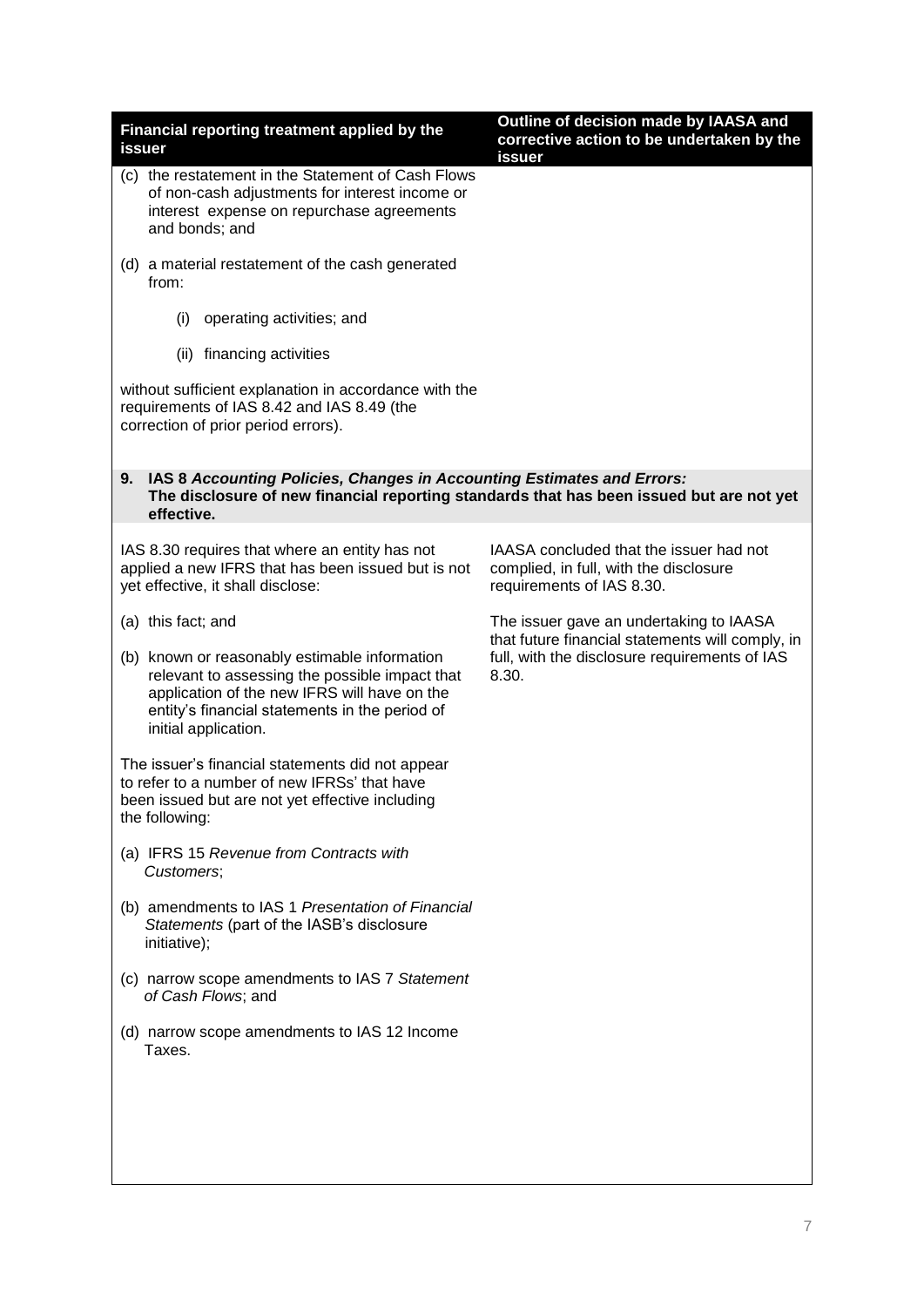| Financial reporting treatment applied by the issuer | Outline of decision made by IAASA and corrective action to be undertaken by the issuer |
|---|---|
| (c) the restatement in the Statement of Cash Flows of non-cash adjustments for interest income or interest expense on repurchase agreements and bonds; and<br><br>(d) a material restatement of the cash generated from:<br><br>(i) operating activities; and<br><br>(ii) financing activities<br><br>without sufficient explanation in accordance with the requirements of IAS 8.42 and IAS 8.49 (the correction of prior period errors). | |
| **9. IAS 8 *Accounting Policies, Changes in Accounting Estimates and Errors:* The disclosure of new financial reporting standards that has been issued but are not yet effective.** | |
| IAS 8.30 requires that where an entity has not applied a new IFRS that has been issued but is not yet effective, it shall disclose:<br><br>(a) this fact; and<br><br>(b) known or reasonably estimable information relevant to assessing the possible impact that application of the new IFRS will have on the entity's financial statements in the period of initial application.<br><br>The issuer's financial statements did not appear to refer to a number of new IFRSs' that have been issued but are not yet effective including the following:<br><br>(a) IFRS 15 *Revenue from Contracts with Customers*;<br><br>(b) amendments to IAS 1 *Presentation of Financial Statements* (part of the IASB's disclosure initiative);<br><br>(c) narrow scope amendments to IAS 7 *Statement of Cash Flows*; and<br><br>(d) narrow scope amendments to IAS 12 Income Taxes. | IAASA concluded that the issuer had not complied, in full, with the disclosure requirements of IAS 8.30.<br><br>The issuer gave an undertaking to IAASA that future financial statements will comply, in full, with the disclosure requirements of IAS 8.30. |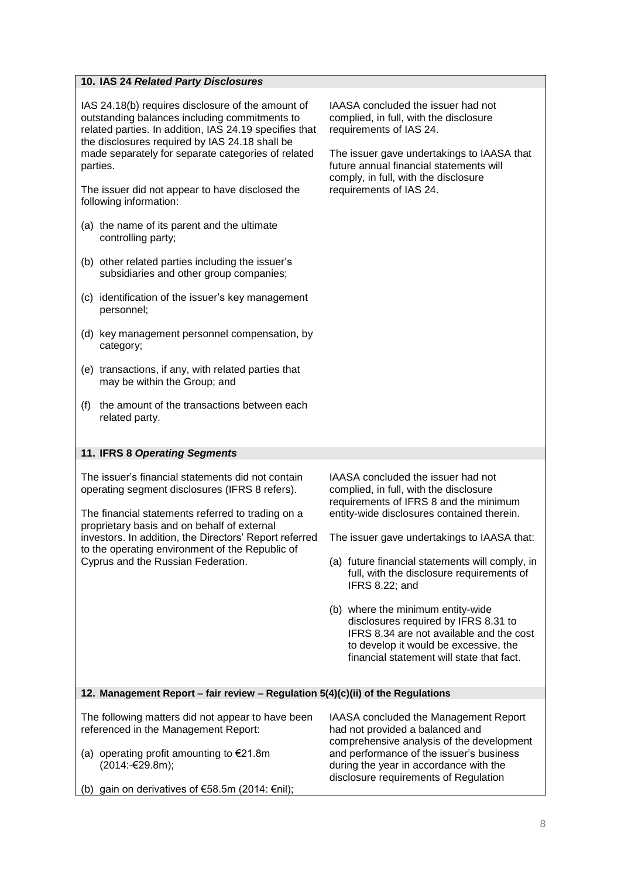### 10. IAS 24 *Related Party Disclosures*

| | |
|---|---|
| IAS 24.18(b) requires disclosure of the amount of outstanding balances including commitments to related parties. In addition, IAS 24.19 specifies that the disclosures required by IAS 24.18 shall be made separately for separate categories of related parties.<br><br>The issuer did not appear to have disclosed the following information:<br><br>(a) the name of its parent and the ultimate controlling party;<br><br>(b) other related parties including the issuer's subsidiaries and other group companies;<br><br>(c) identification of the issuer's key management personnel;<br><br>(d) key management personnel compensation, by category;<br><br>(e) transactions, if any, with related parties that may be within the Group; and<br><br>(f) the amount of the transactions between each related party. | IAASA concluded the issuer had not complied, in full, with the disclosure requirements of IAS 24.<br><br>The issuer gave undertakings to IAASA that future annual financial statements will comply, in full, with the disclosure requirements of IAS 24. |

### 11. IFRS 8 *Operating Segments*

| | |
|---|---|
| The issuer's financial statements did not contain operating segment disclosures (IFRS 8 refers).<br><br>The financial statements referred to trading on a proprietary basis and on behalf of external investors. In addition, the Directors' Report referred to the operating environment of the Republic of Cyprus and the Russian Federation. | IAASA concluded the issuer had not complied, in full, with the disclosure requirements of IFRS 8 and the minimum entity-wide disclosures contained therein.<br><br>The issuer gave undertakings to IAASA that:<br><br>(a) future financial statements will comply, in full, with the disclosure requirements of IFRS 8.22; and<br><br>(b) where the minimum entity-wide disclosures required by IFRS 8.31 to IFRS 8.34 are not available and the cost to develop it would be excessive, the financial statement will state that fact. |

### 12. Management Report – fair review – Regulation 5(4)(c)(ii) of the Regulations

| | |
|---|---|
| The following matters did not appear to have been referenced in the Management Report:<br><br>(a) operating profit amounting to €21.8m (2014:-€29.8m);<br><br>(b) gain on derivatives of €58.5m (2014: €nil); | IAASA concluded the Management Report had not provided a balanced and comprehensive analysis of the development and performance of the issuer's business during the year in accordance with the disclosure requirements of Regulation |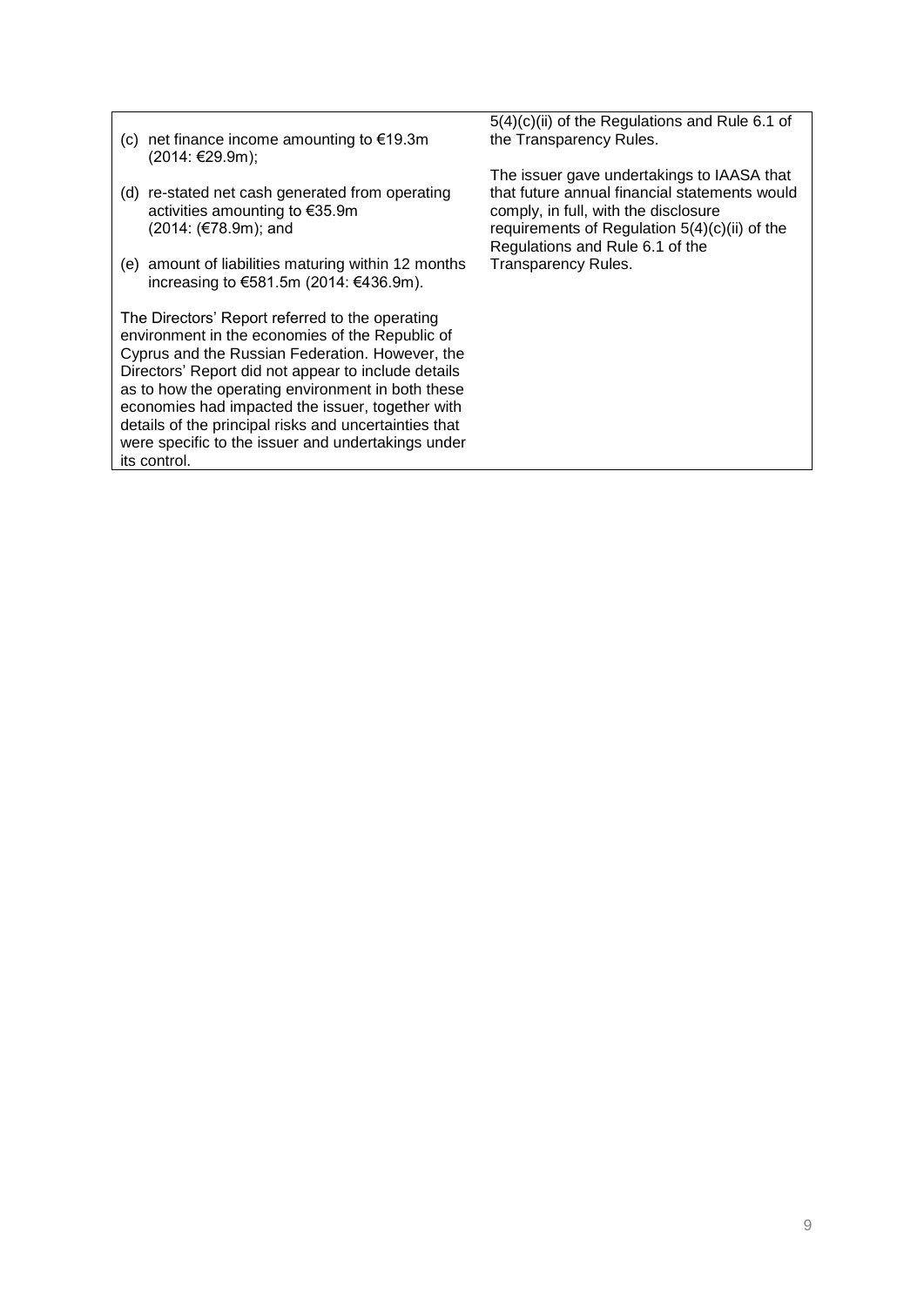| | |
|---|---|
| (c) net finance income amounting to €19.3m (2014: €29.9m);<br><br>(d) re-stated net cash generated from operating activities amounting to €35.9m (2014: (€78.9m); and<br><br>(e) amount of liabilities maturing within 12 months increasing to €581.5m (2014: €436.9m).<br><br>The Directors' Report referred to the operating environment in the economies of the Republic of Cyprus and the Russian Federation. However, the Directors' Report did not appear to include details as to how the operating environment in both these economies had impacted the issuer, together with details of the principal risks and uncertainties that were specific to the issuer and undertakings under its control. | 5(4)(c)(ii) of the Regulations and Rule 6.1 of the Transparency Rules.<br><br>The issuer gave undertakings to IAASA that that future annual financial statements would comply, in full, with the disclosure requirements of Regulation 5(4)(c)(ii) of the Regulations and Rule 6.1 of the Transparency Rules. |